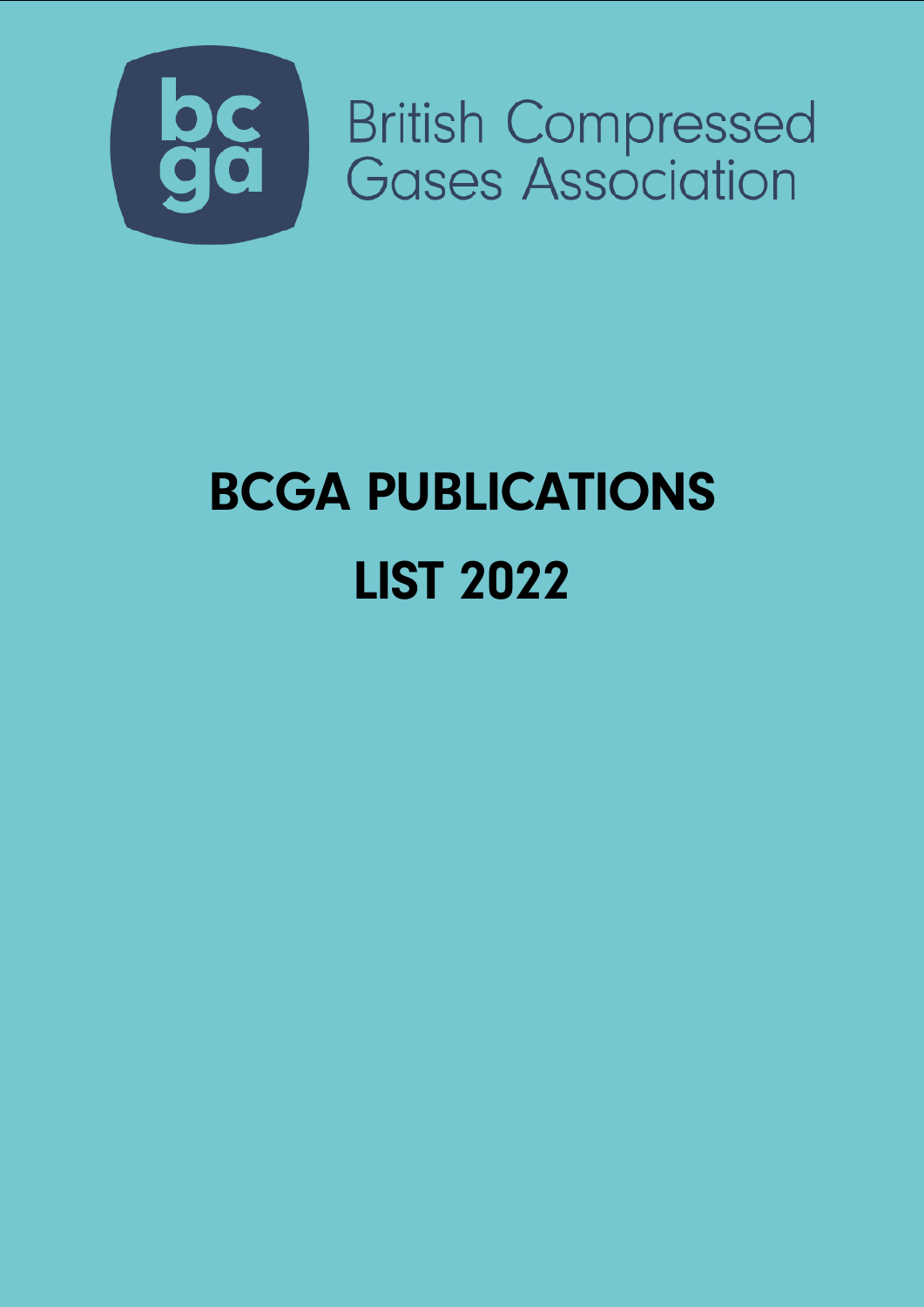British Compressed Gases Association

# BCGA PUBLICATIONS

# LIST 2022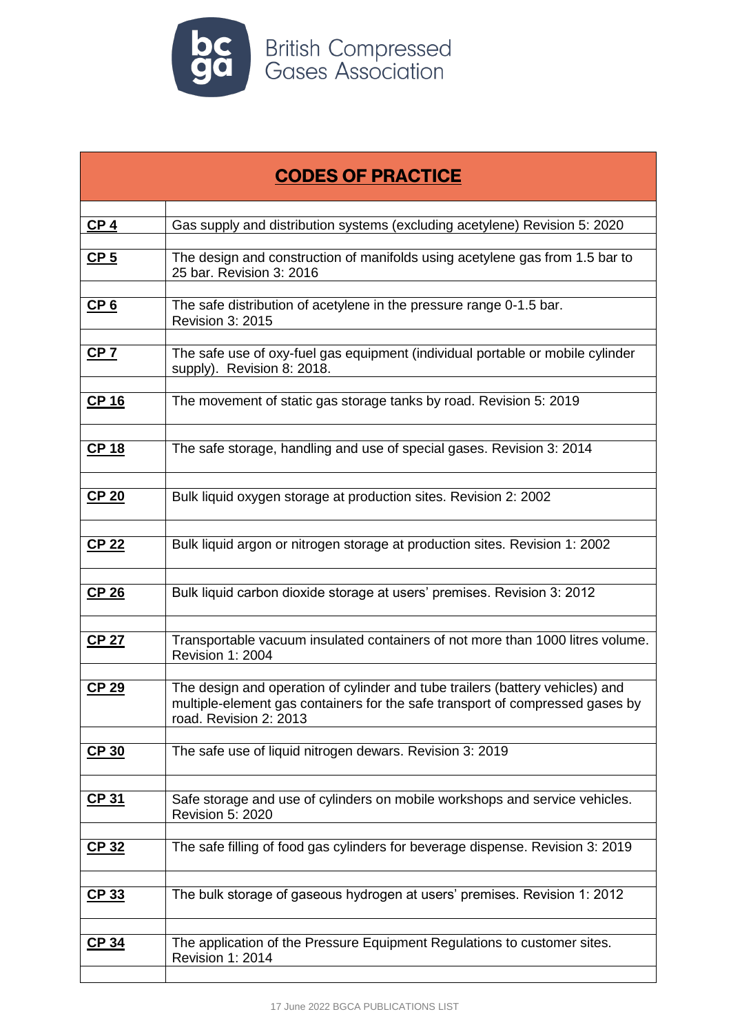British Compressed Gases Association

| CODES OF PRACTICE | |
|---|---|
| **CP 4** | Gas supply and distribution systems (excluding acetylene) Revision 5: 2020 |
| **CP 5** | The design and construction of manifolds using acetylene gas from 1.5 bar to 25 bar. Revision 3: 2016 |
| **CP 6** | The safe distribution of acetylene in the pressure range 0-1.5 bar. Revision 3: 2015 |
| **CP 7** | The safe use of oxy-fuel gas equipment (individual portable or mobile cylinder supply). Revision 8: 2018. |
| **CP 16** | The movement of static gas storage tanks by road. Revision 5: 2019 |
| **CP 18** | The safe storage, handling and use of special gases. Revision 3: 2014 |
| **CP 20** | Bulk liquid oxygen storage at production sites. Revision 2: 2002 |
| **CP 22** | Bulk liquid argon or nitrogen storage at production sites. Revision 1: 2002 |
| **CP 26** | Bulk liquid carbon dioxide storage at users' premises. Revision 3: 2012 |
| **CP 27** | Transportable vacuum insulated containers of not more than 1000 litres volume. Revision 1: 2004 |
| **CP 29** | The design and operation of cylinder and tube trailers (battery vehicles) and multiple-element gas containers for the safe transport of compressed gases by road. Revision 2: 2013 |
| **CP 30** | The safe use of liquid nitrogen dewars. Revision 3: 2019 |
| **CP 31** | Safe storage and use of cylinders on mobile workshops and service vehicles. Revision 5: 2020 |
| **CP 32** | The safe filling of food gas cylinders for beverage dispense. Revision 3: 2019 |
| **CP 33** | The bulk storage of gaseous hydrogen at users' premises. Revision 1: 2012 |
| **CP 34** | The application of the Pressure Equipment Regulations to customer sites. Revision 1: 2014 |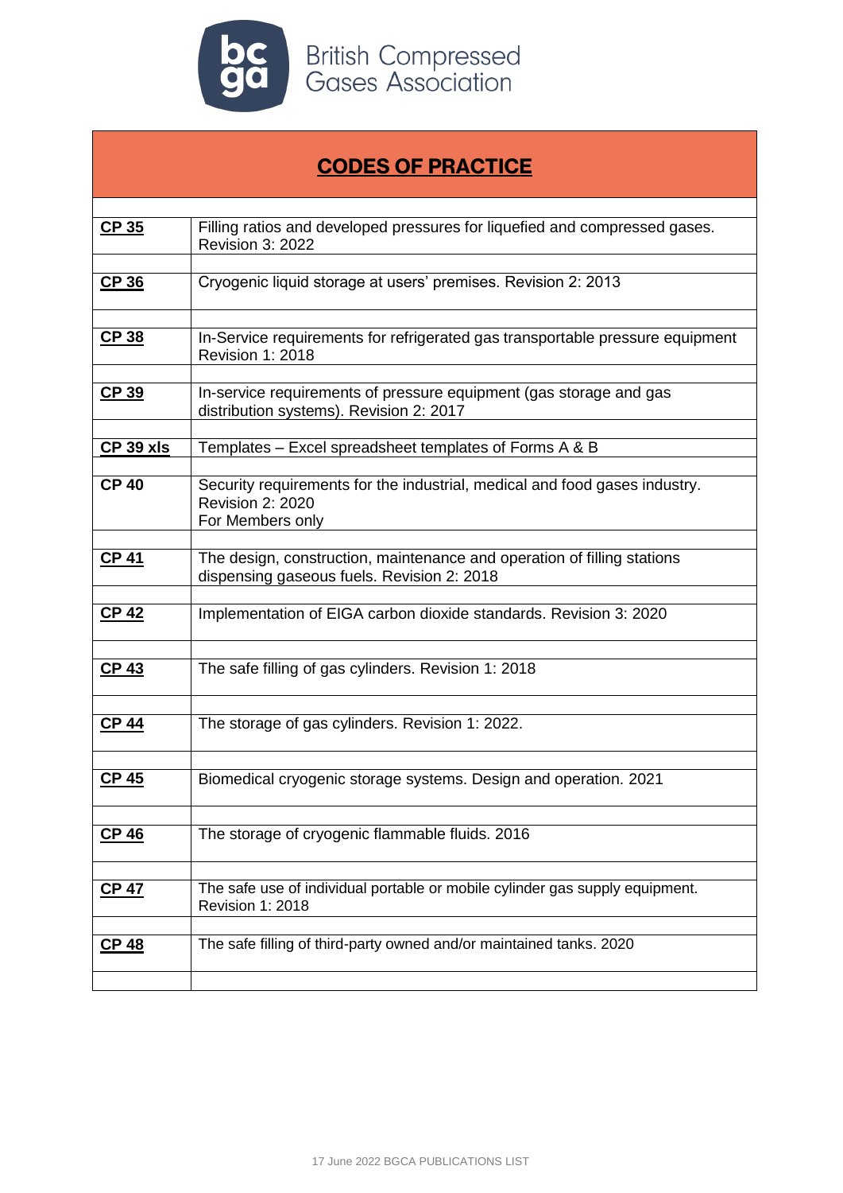British Compressed Gases Association

## CODES OF PRACTICE

| | |
|---|---|
| **CP 35** | Filling ratios and developed pressures for liquefied and compressed gases. Revision 3: 2022 |
| **CP 36** | Cryogenic liquid storage at users' premises. Revision 2: 2013 |
| **CP 38** | In-Service requirements for refrigerated gas transportable pressure equipment Revision 1: 2018 |
| **CP 39** | In-service requirements of pressure equipment (gas storage and gas distribution systems). Revision 2: 2017 |
| **CP 39 xls** | Templates – Excel spreadsheet templates of Forms A & B |
| **CP 40** | Security requirements for the industrial, medical and food gases industry. Revision 2: 2020<br>For Members only |
| **CP 41** | The design, construction, maintenance and operation of filling stations dispensing gaseous fuels. Revision 2: 2018 |
| **CP 42** | Implementation of EIGA carbon dioxide standards. Revision 3: 2020 |
| **CP 43** | The safe filling of gas cylinders. Revision 1: 2018 |
| **CP 44** | The storage of gas cylinders. Revision 1: 2022. |
| **CP 45** | Biomedical cryogenic storage systems. Design and operation. 2021 |
| **CP 46** | The storage of cryogenic flammable fluids. 2016 |
| **CP 47** | The safe use of individual portable or mobile cylinder gas supply equipment. Revision 1: 2018 |
| **CP 48** | The safe filling of third-party owned and/or maintained tanks. 2020 |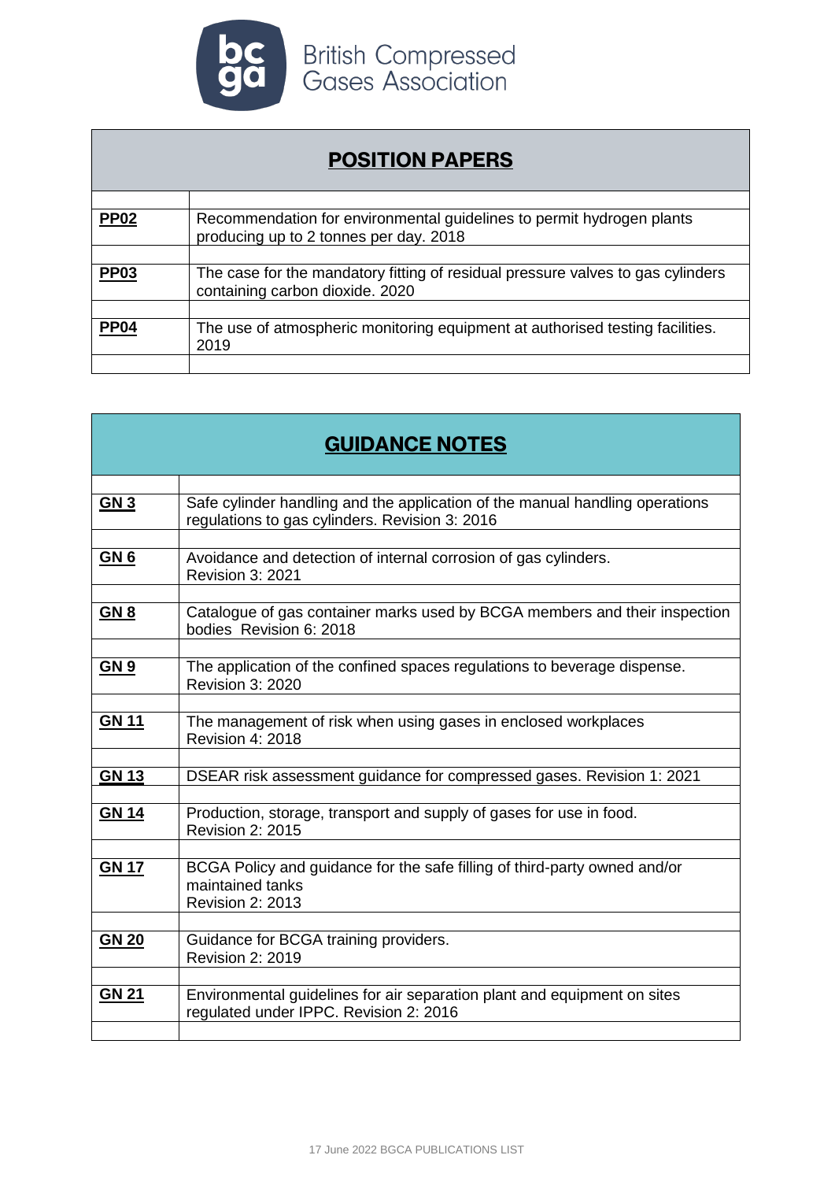British Compressed Gases Association

## POSITION PAPERS

| | |
|---|---|
| **PP02** | Recommendation for environmental guidelines to permit hydrogen plants producing up to 2 tonnes per day. 2018 |
| **PP03** | The case for the mandatory fitting of residual pressure valves to gas cylinders containing carbon dioxide. 2020 |
| **PP04** | The use of atmospheric monitoring equipment at authorised testing facilities. 2019 |

## GUIDANCE NOTES

| | |
|---|---|
| **GN 3** | Safe cylinder handling and the application of the manual handling operations regulations to gas cylinders. Revision 3: 2016 |
| **GN 6** | Avoidance and detection of internal corrosion of gas cylinders. Revision 3: 2021 |
| **GN 8** | Catalogue of gas container marks used by BCGA members and their inspection bodies Revision 6: 2018 |
| **GN 9** | The application of the confined spaces regulations to beverage dispense. Revision 3: 2020 |
| **GN 11** | The management of risk when using gases in enclosed workplaces Revision 4: 2018 |
| **GN 13** | DSEAR risk assessment guidance for compressed gases. Revision 1: 2021 |
| **GN 14** | Production, storage, transport and supply of gases for use in food. Revision 2: 2015 |
| **GN 17** | BCGA Policy and guidance for the safe filling of third-party owned and/or maintained tanks Revision 2: 2013 |
| **GN 20** | Guidance for BCGA training providers. Revision 2: 2019 |
| **GN 21** | Environmental guidelines for air separation plant and equipment on sites regulated under IPPC. Revision 2: 2016 |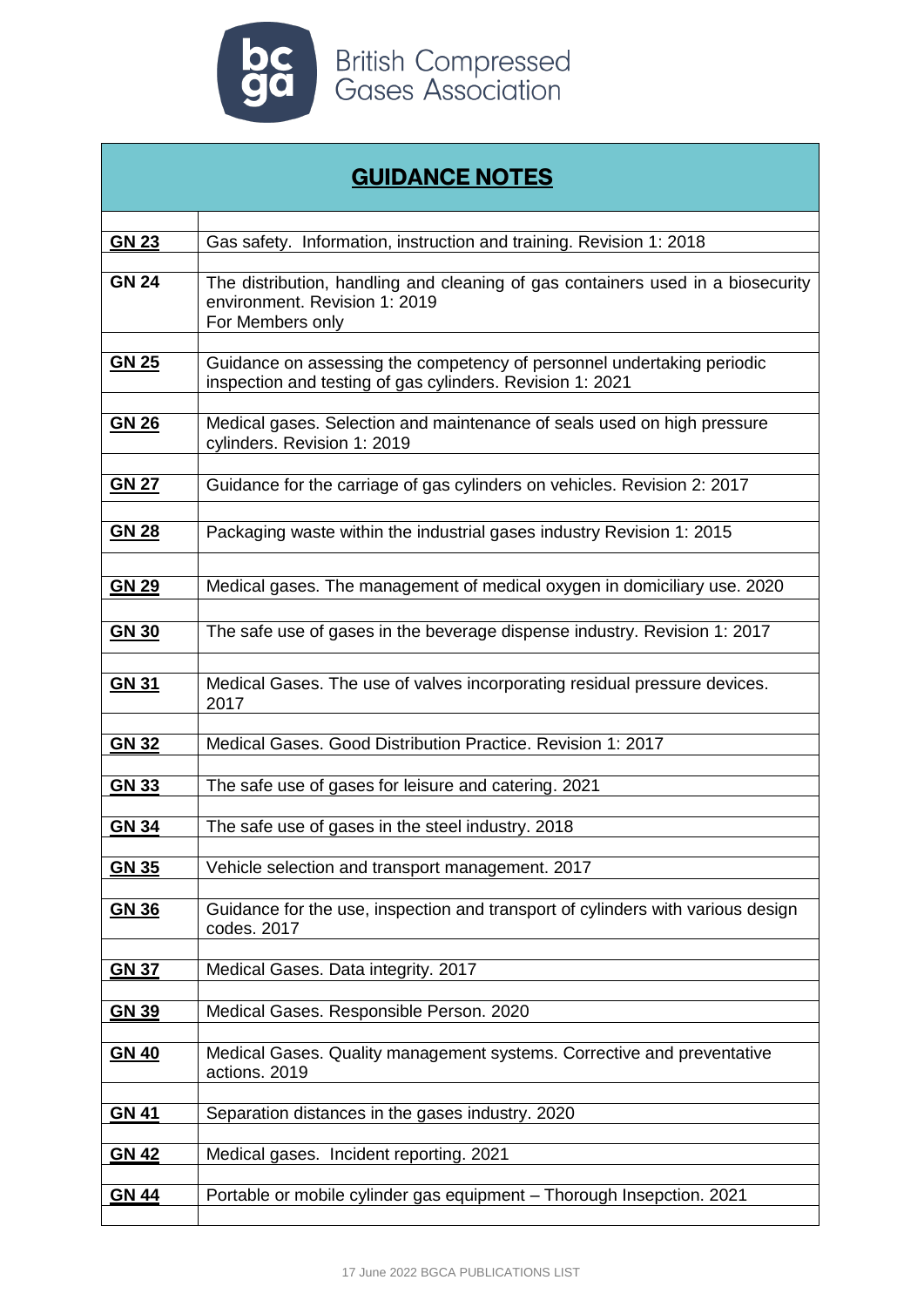British Compressed Gases Association

| **GUIDANCE NOTES** | |
|---|---|
| **GN 23** | Gas safety. Information, instruction and training. Revision 1: 2018 |
| **GN 24** | The distribution, handling and cleaning of gas containers used in a biosecurity environment. Revision 1: 2019 For Members only |
| **GN 25** | Guidance on assessing the competency of personnel undertaking periodic inspection and testing of gas cylinders. Revision 1: 2021 |
| **GN 26** | Medical gases. Selection and maintenance of seals used on high pressure cylinders. Revision 1: 2019 |
| **GN 27** | Guidance for the carriage of gas cylinders on vehicles. Revision 2: 2017 |
| **GN 28** | Packaging waste within the industrial gases industry Revision 1: 2015 |
| **GN 29** | Medical gases. The management of medical oxygen in domiciliary use. 2020 |
| **GN 30** | The safe use of gases in the beverage dispense industry. Revision 1: 2017 |
| **GN 31** | Medical Gases. The use of valves incorporating residual pressure devices. 2017 |
| **GN 32** | Medical Gases. Good Distribution Practice. Revision 1: 2017 |
| **GN 33** | The safe use of gases for leisure and catering. 2021 |
| **GN 34** | The safe use of gases in the steel industry. 2018 |
| **GN 35** | Vehicle selection and transport management. 2017 |
| **GN 36** | Guidance for the use, inspection and transport of cylinders with various design codes. 2017 |
| **GN 37** | Medical Gases. Data integrity. 2017 |
| **GN 39** | Medical Gases. Responsible Person. 2020 |
| **GN 40** | Medical Gases. Quality management systems. Corrective and preventative actions. 2019 |
| **GN 41** | Separation distances in the gases industry. 2020 |
| **GN 42** | Medical gases. Incident reporting. 2021 |
| **GN 44** | Portable or mobile cylinder gas equipment – Thorough Insepction. 2021 |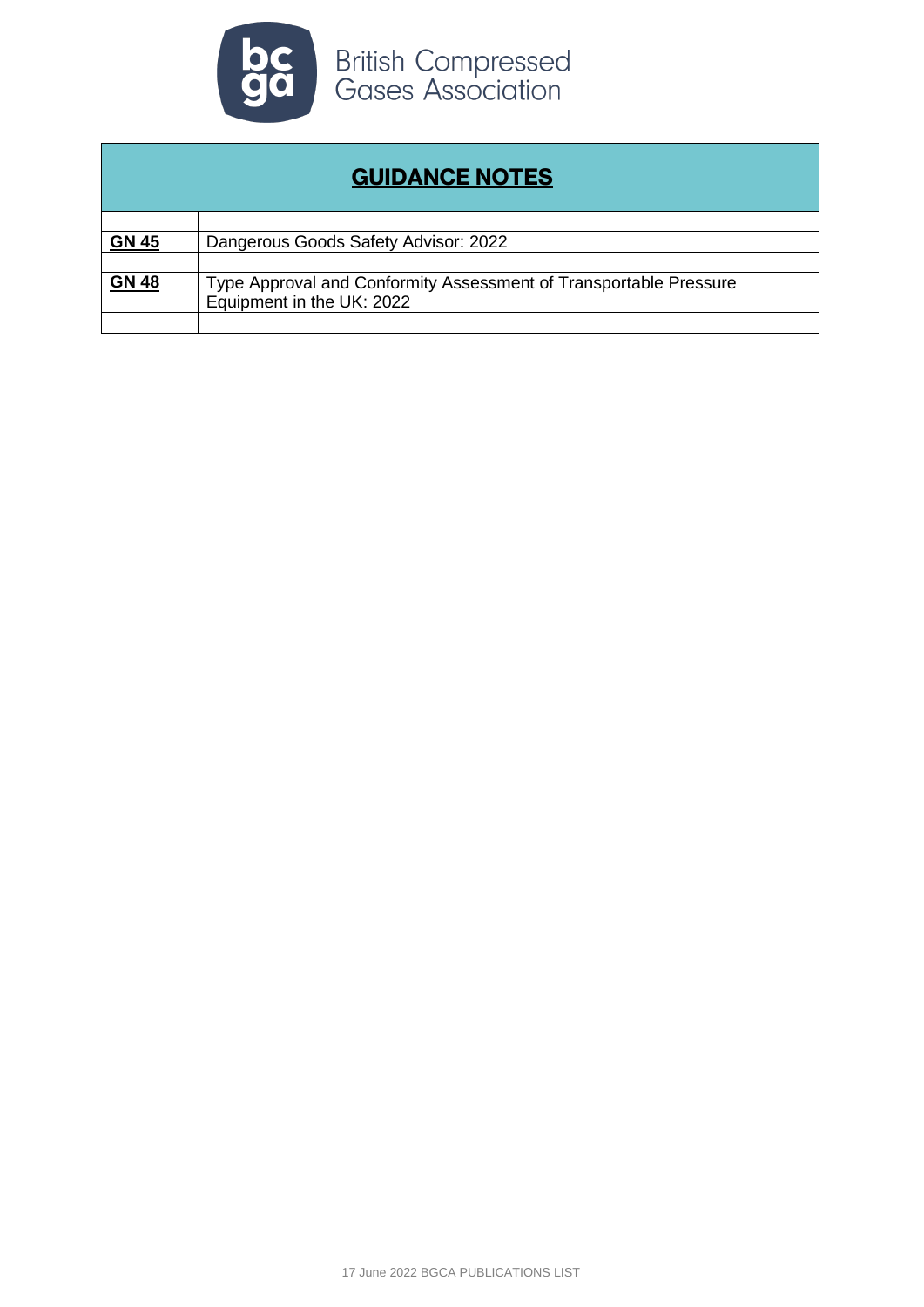British Compressed Gases Association

| **GUIDANCE NOTES** | |
|---|---|
| | |
| **GN 45** | Dangerous Goods Safety Advisor: 2022 |
| | |
| **GN 48** | Type Approval and Conformity Assessment of Transportable Pressure Equipment in the UK: 2022 |
| | |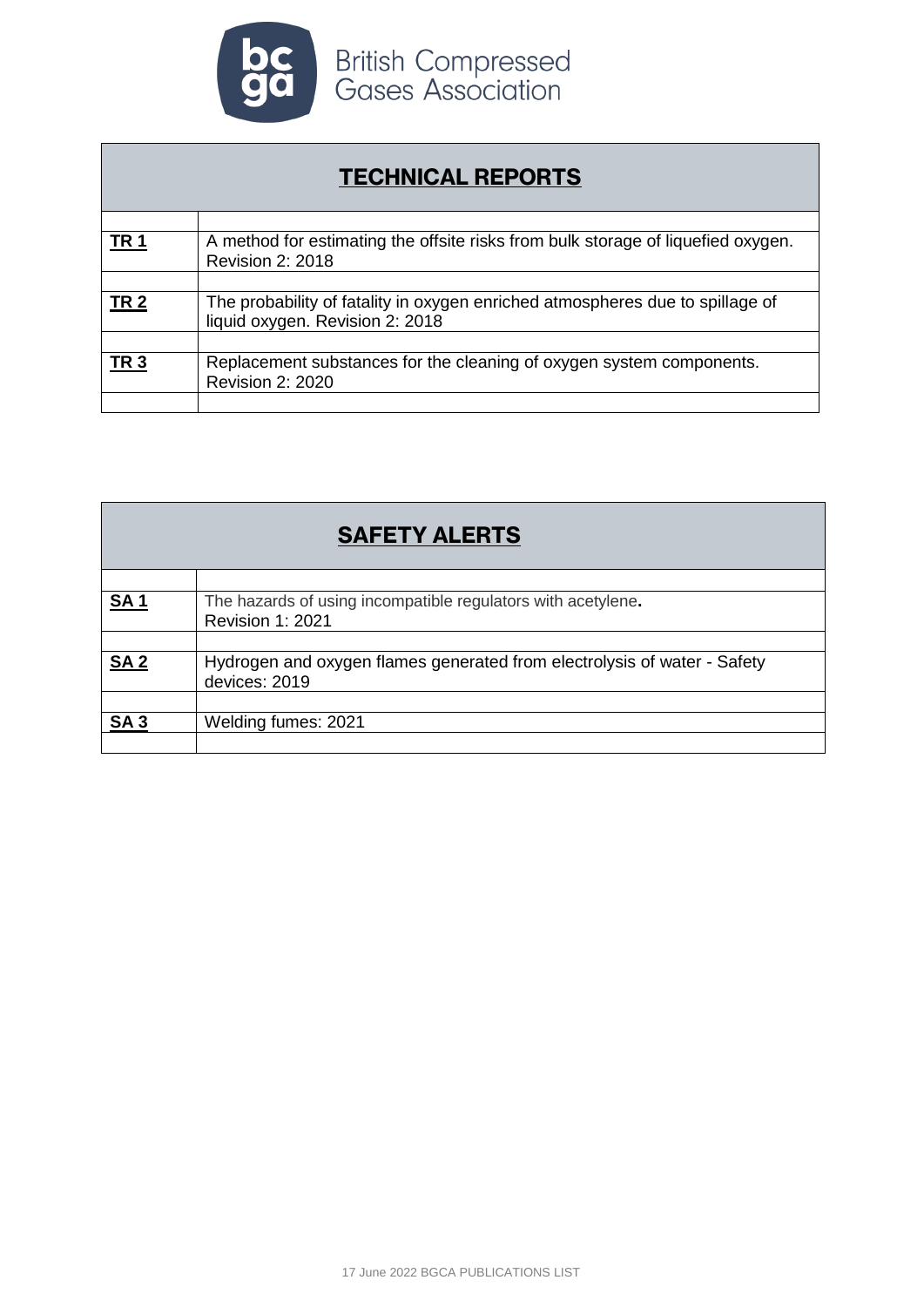British Compressed Gases Association

| TECHNICAL REPORTS | |
|---|---|
| **TR 1** | A method for estimating the offsite risks from bulk storage of liquefied oxygen. Revision 2: 2018 |
| **TR 2** | The probability of fatality in oxygen enriched atmospheres due to spillage of liquid oxygen. Revision 2: 2018 |
| **TR 3** | Replacement substances for the cleaning of oxygen system components. Revision 2: 2020 |

| SAFETY ALERTS | |
|---|---|
| **SA 1** | The hazards of using incompatible regulators with acetylene. Revision 1: 2021 |
| **SA 2** | Hydrogen and oxygen flames generated from electrolysis of water - Safety devices: 2019 |
| **SA 3** | Welding fumes: 2021 |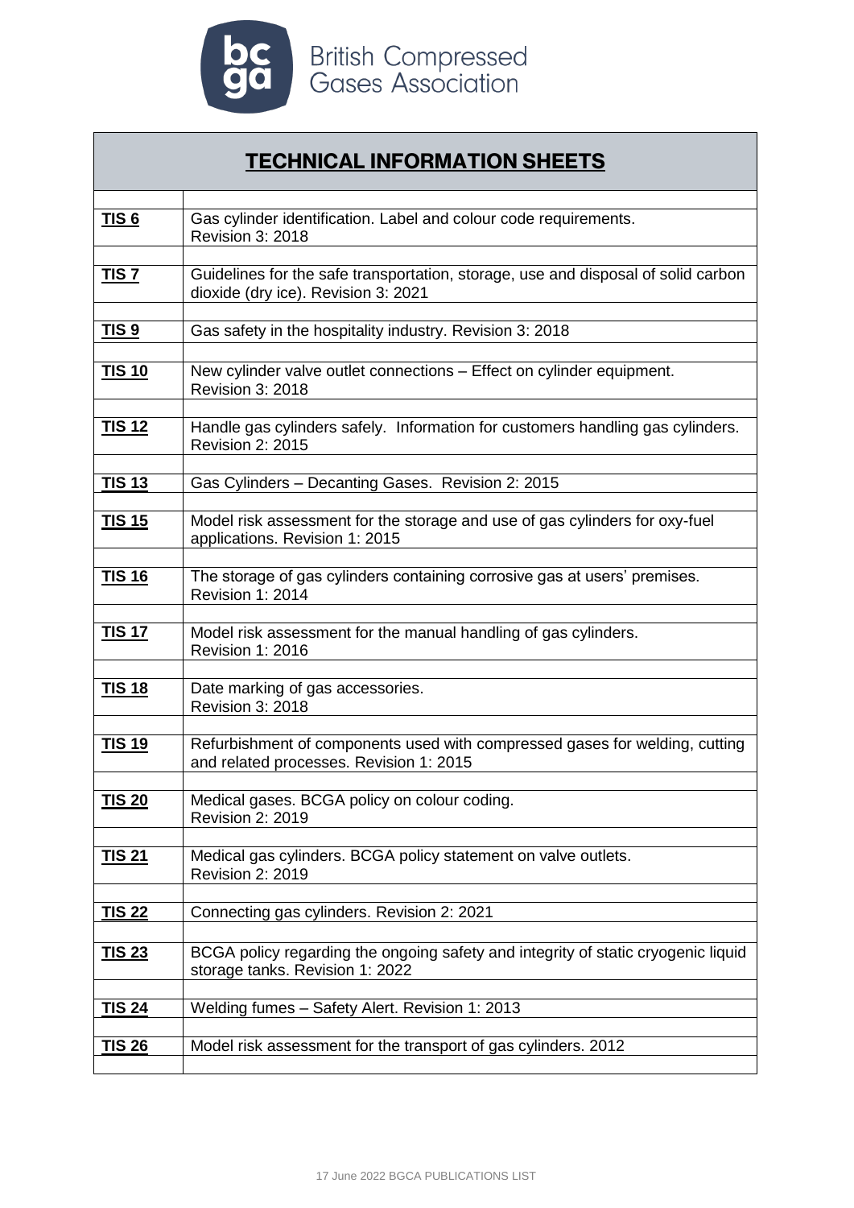British Compressed Gases Association

| TECHNICAL INFORMATION SHEETS | |
|---|---|
| **TIS 6** | Gas cylinder identification. Label and colour code requirements. Revision 3: 2018 |
| **TIS 7** | Guidelines for the safe transportation, storage, use and disposal of solid carbon dioxide (dry ice). Revision 3: 2021 |
| **TIS 9** | Gas safety in the hospitality industry. Revision 3: 2018 |
| **TIS 10** | New cylinder valve outlet connections – Effect on cylinder equipment. Revision 3: 2018 |
| **TIS 12** | Handle gas cylinders safely. Information for customers handling gas cylinders. Revision 2: 2015 |
| **TIS 13** | Gas Cylinders – Decanting Gases. Revision 2: 2015 |
| **TIS 15** | Model risk assessment for the storage and use of gas cylinders for oxy-fuel applications. Revision 1: 2015 |
| **TIS 16** | The storage of gas cylinders containing corrosive gas at users' premises. Revision 1: 2014 |
| **TIS 17** | Model risk assessment for the manual handling of gas cylinders. Revision 1: 2016 |
| **TIS 18** | Date marking of gas accessories. Revision 3: 2018 |
| **TIS 19** | Refurbishment of components used with compressed gases for welding, cutting and related processes. Revision 1: 2015 |
| **TIS 20** | Medical gases. BCGA policy on colour coding. Revision 2: 2019 |
| **TIS 21** | Medical gas cylinders. BCGA policy statement on valve outlets. Revision 2: 2019 |
| **TIS 22** | Connecting gas cylinders. Revision 2: 2021 |
| **TIS 23** | BCGA policy regarding the ongoing safety and integrity of static cryogenic liquid storage tanks. Revision 1: 2022 |
| **TIS 24** | Welding fumes – Safety Alert. Revision 1: 2013 |
| **TIS 26** | Model risk assessment for the transport of gas cylinders. 2012 |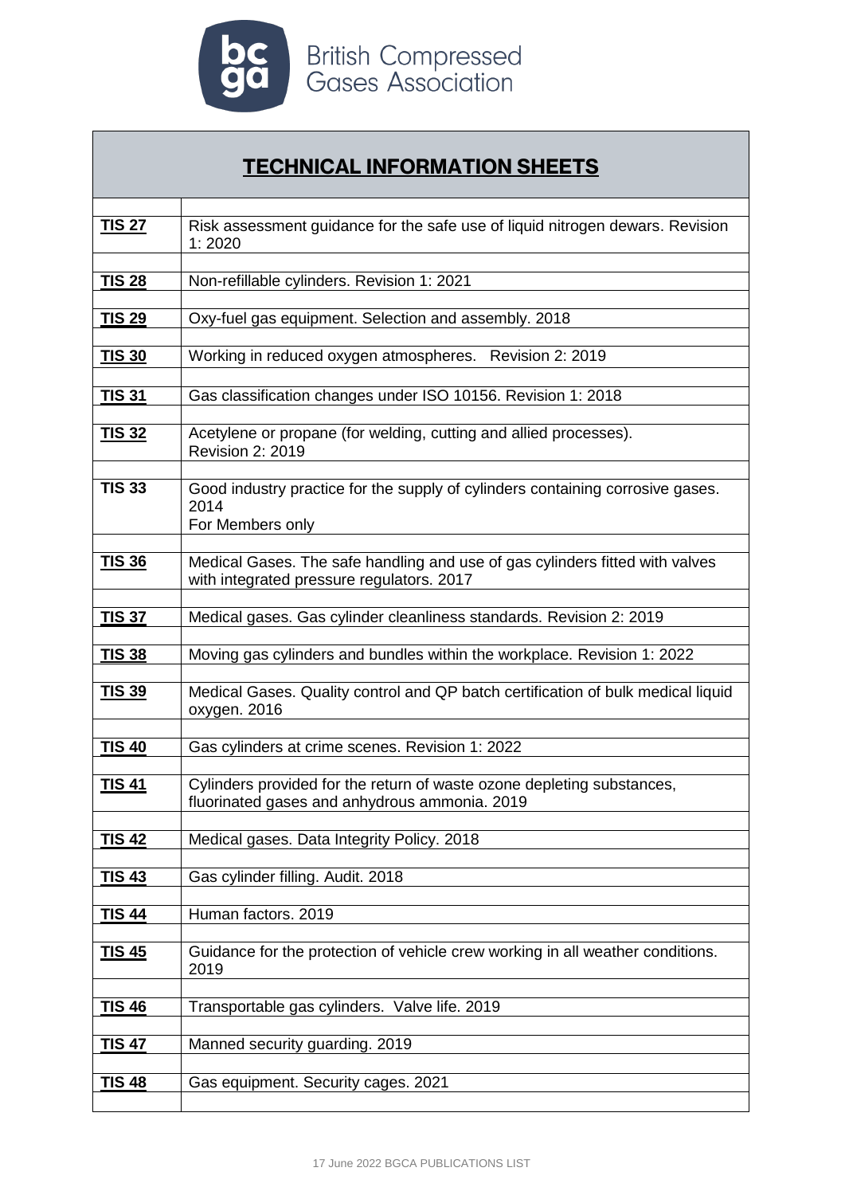British Compressed Gases Association

## TECHNICAL INFORMATION SHEETS

| | |
|---|---|
| **TIS 27** | Risk assessment guidance for the safe use of liquid nitrogen dewars. Revision 1: 2020 |
| **TIS 28** | Non-refillable cylinders. Revision 1: 2021 |
| **TIS 29** | Oxy-fuel gas equipment. Selection and assembly. 2018 |
| **TIS 30** | Working in reduced oxygen atmospheres. Revision 2: 2019 |
| **TIS 31** | Gas classification changes under ISO 10156. Revision 1: 2018 |
| **TIS 32** | Acetylene or propane (for welding, cutting and allied processes). Revision 2: 2019 |
| **TIS 33** | Good industry practice for the supply of cylinders containing corrosive gases. 2014<br>For Members only |
| **TIS 36** | Medical Gases. The safe handling and use of gas cylinders fitted with valves with integrated pressure regulators. 2017 |
| **TIS 37** | Medical gases. Gas cylinder cleanliness standards. Revision 2: 2019 |
| **TIS 38** | Moving gas cylinders and bundles within the workplace. Revision 1: 2022 |
| **TIS 39** | Medical Gases. Quality control and QP batch certification of bulk medical liquid oxygen. 2016 |
| **TIS 40** | Gas cylinders at crime scenes. Revision 1: 2022 |
| **TIS 41** | Cylinders provided for the return of waste ozone depleting substances, fluorinated gases and anhydrous ammonia. 2019 |
| **TIS 42** | Medical gases. Data Integrity Policy. 2018 |
| **TIS 43** | Gas cylinder filling. Audit. 2018 |
| **TIS 44** | Human factors. 2019 |
| **TIS 45** | Guidance for the protection of vehicle crew working in all weather conditions. 2019 |
| **TIS 46** | Transportable gas cylinders. Valve life. 2019 |
| **TIS 47** | Manned security guarding. 2019 |
| **TIS 48** | Gas equipment. Security cages. 2021 |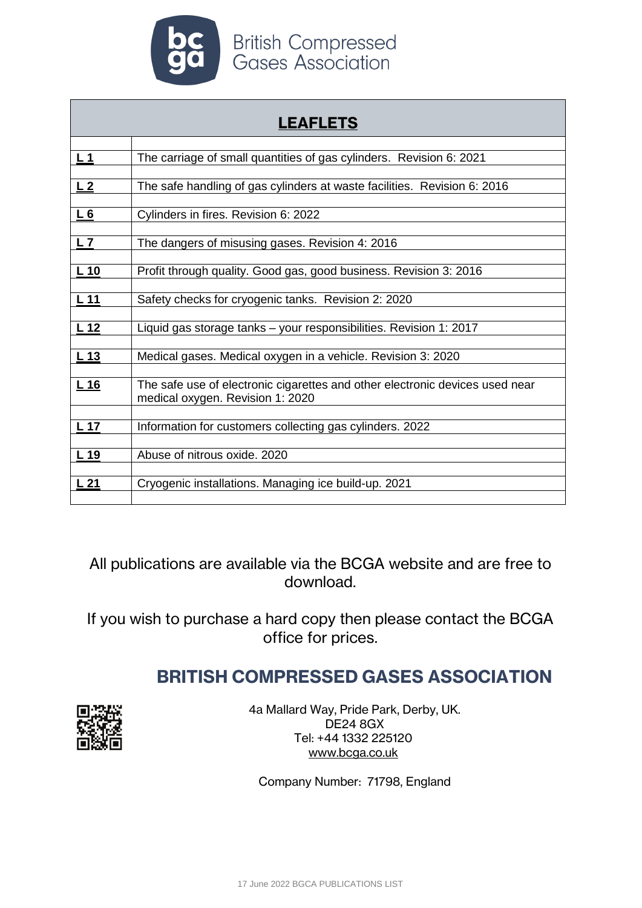British Compressed Gases Association

| **LEAFLETS** | |
|---|---|
| **L 1** | The carriage of small quantities of gas cylinders. Revision 6: 2021 |
| **L 2** | The safe handling of gas cylinders at waste facilities. Revision 6: 2016 |
| **L 6** | Cylinders in fires. Revision 6: 2022 |
| **L 7** | The dangers of misusing gases. Revision 4: 2016 |
| **L 10** | Profit through quality. Good gas, good business. Revision 3: 2016 |
| **L 11** | Safety checks for cryogenic tanks. Revision 2: 2020 |
| **L 12** | Liquid gas storage tanks – your responsibilities. Revision 1: 2017 |
| **L 13** | Medical gases. Medical oxygen in a vehicle. Revision 3: 2020 |
| **L 16** | The safe use of electronic cigarettes and other electronic devices used near medical oxygen. Revision 1: 2020 |
| **L 17** | Information for customers collecting gas cylinders. 2022 |
| **L 19** | Abuse of nitrous oxide. 2020 |
| **L 21** | Cryogenic installations. Managing ice build-up. 2021 |

All publications are available via the BCGA website and are free to download.

If you wish to purchase a hard copy then please contact the BCGA office for prices.

## BRITISH COMPRESSED GASES ASSOCIATION

4a Mallard Way, Pride Park, Derby, UK.
DE24 8GX
Tel: +44 1332 225120
www.bcga.co.uk

Company Number: 71798, England